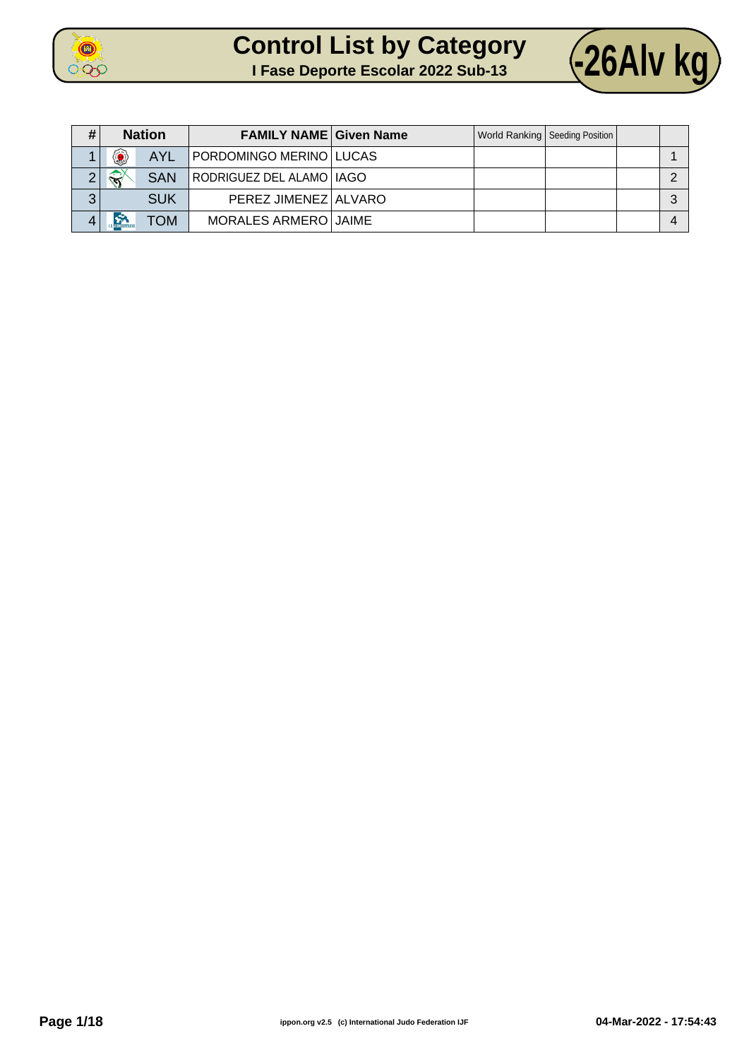# Control List by Category

## I Fase Deporte Escolar 2022 Sub-13

**-26Alv kg**

| # | Nation | FAMILY NAME | Given Name | World Ranking | Seeding Position | | |
|---|---|---|---|---|---|---|---|
| 1 | AYL | PORDOMINGO MERINO | LUCAS | | | | 1 |
| 2 | SAN | RODRIGUEZ DEL ALAMO | IAGO | | | | 2 |
| 3 | SUK | PEREZ JIMENEZ | ALVARO | | | | 3 |
| 4 | TOM | MORALES ARMERO | JAIME | | | | 4 |

ippon.org v2.5 (c) International Judo Federation IJF

04-Mar-2022 - 17:54:43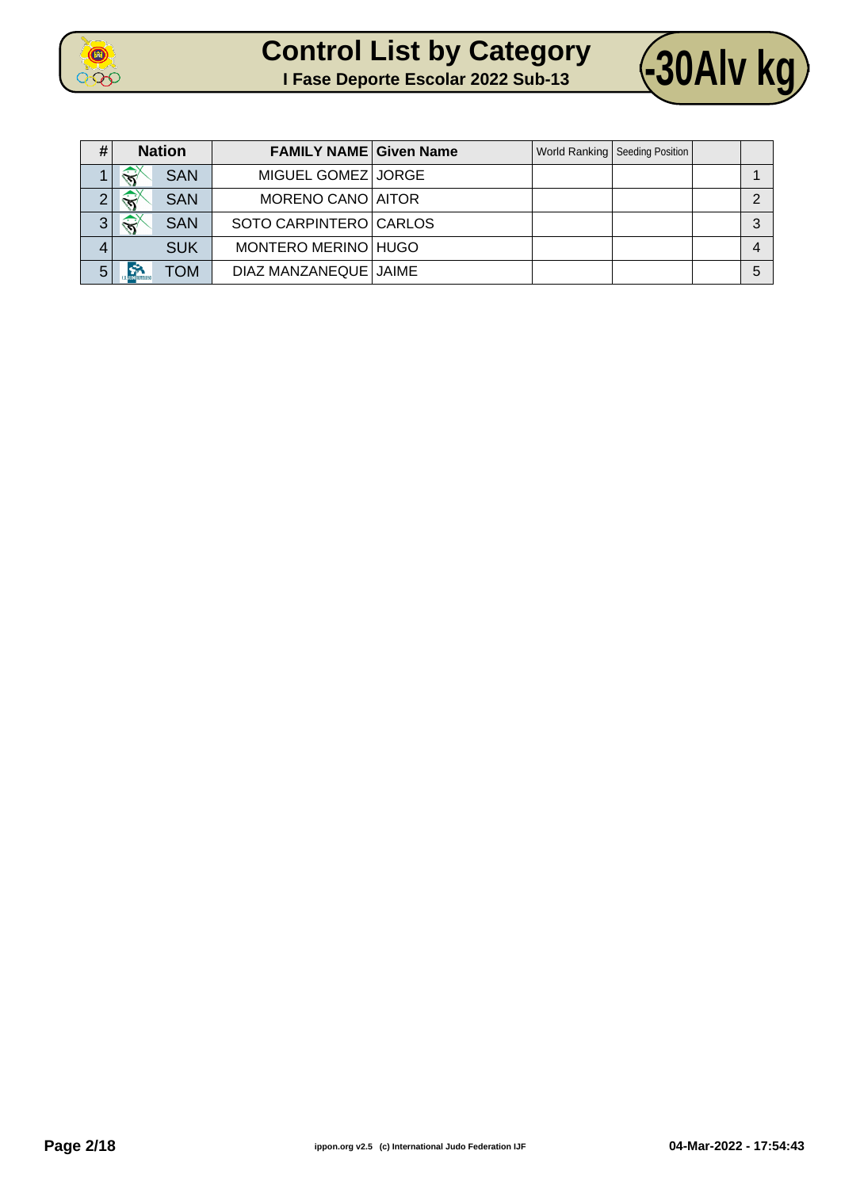# Control List by Category

**I Fase Deporte Escolar 2022 Sub-13**

**-30Alv kg**

| # | Nation | FAMILY NAME | Given Name | World Ranking | Seeding Position | | |
|---|---|---|---|---|---|---|---|
| 1 | SAN | MIGUEL GOMEZ | JORGE | | | | 1 |
| 2 | SAN | MORENO CANO | AITOR | | | | 2 |
| 3 | SAN | SOTO CARPINTERO | CARLOS | | | | 3 |
| 4 | SUK | MONTERO MERINO | HUGO | | | | 4 |
| 5 | TOM | DIAZ MANZANEQUE | JAIME | | | | 5 |

ippon.org v2.5 (c) International Judo Federation IJF

04-Mar-2022 - 17:54:43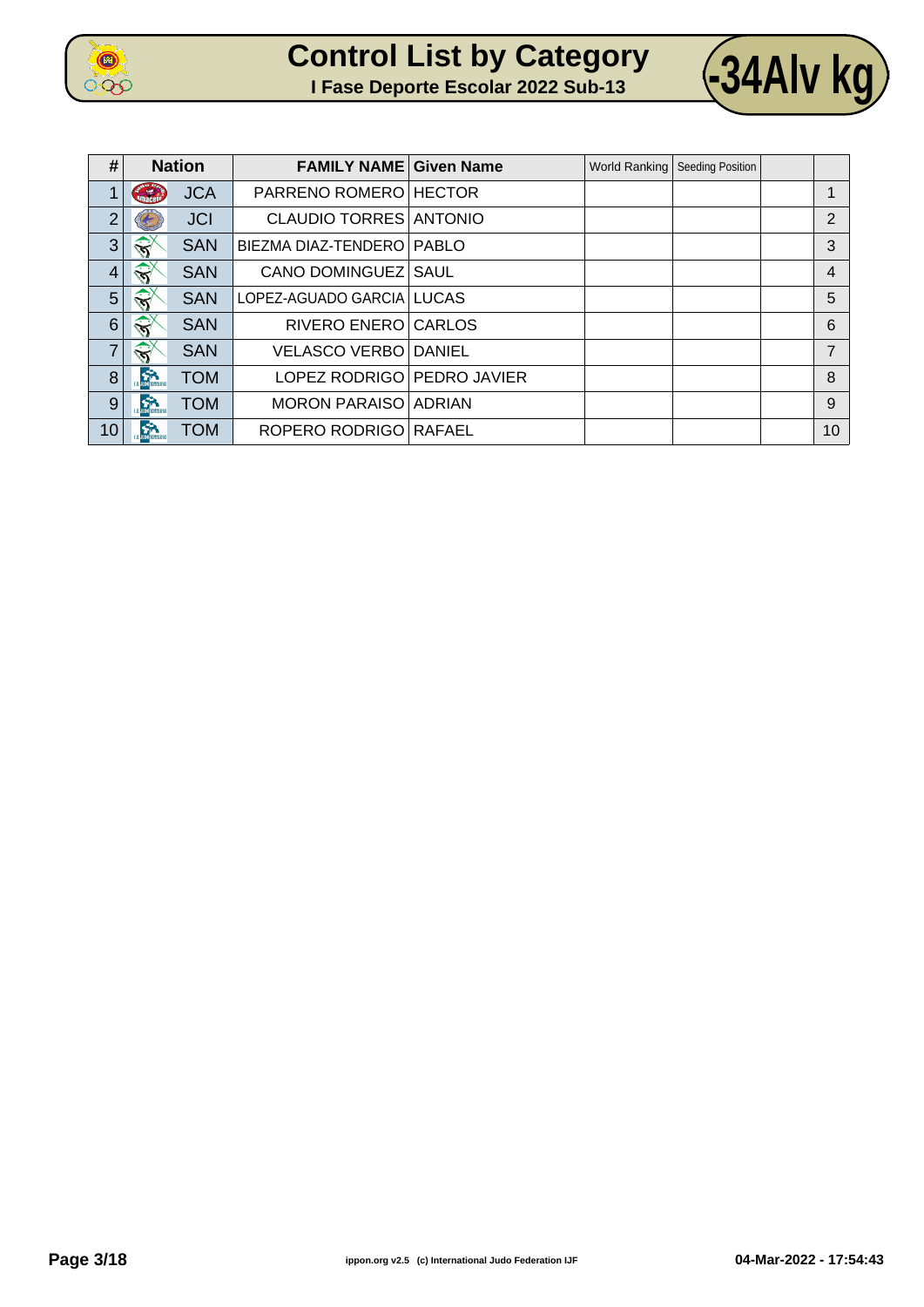# Control List by Category

## I Fase Deporte Escolar 2022 Sub-13

## -34Alv kg

| # | Nation | FAMILY NAME | Given Name | World Ranking | Seeding Position | | |
|---|---|---|---|---|---|---|---|
| 1 | JCA | PARRENO ROMERO | HECTOR | | | | 1 |
| 2 | JCI | CLAUDIO TORRES | ANTONIO | | | | 2 |
| 3 | SAN | BIEZMA DIAZ-TENDERO | PABLO | | | | 3 |
| 4 | SAN | CANO DOMINGUEZ | SAUL | | | | 4 |
| 5 | SAN | LOPEZ-AGUADO GARCIA | LUCAS | | | | 5 |
| 6 | SAN | RIVERO ENERO | CARLOS | | | | 6 |
| 7 | SAN | VELASCO VERBO | DANIEL | | | | 7 |
| 8 | TOM | LOPEZ RODRIGO | PEDRO JAVIER | | | | 8 |
| 9 | TOM | MORON PARAISO | ADRIAN | | | | 9 |
| 10 | TOM | ROPERO RODRIGO | RAFAEL | | | | 10 |

ippon.org v2.5 (c) International Judo Federation IJF

04-Mar-2022 - 17:54:43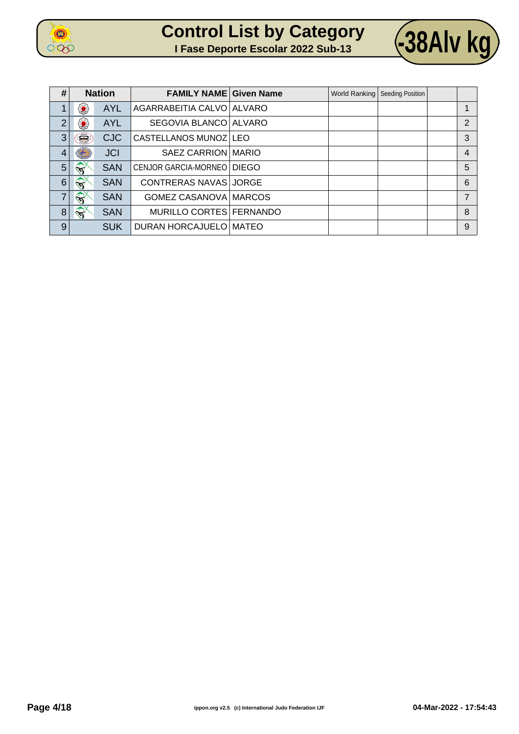# Control List by Category

## I Fase Deporte Escolar 2022 Sub-13

## -38Alv kg

| # | Nation | | FAMILY NAME | Given Name | World Ranking | Seeding Position | | |
|---|---|---|---|---|---|---|---|---|
| 1 | | AYL | AGARRABEITIA CALVO | ALVARO | | | | 1 |
| 2 | | AYL | SEGOVIA BLANCO | ALVARO | | | | 2 |
| 3 | | CJC | CASTELLANOS MUNOZ | LEO | | | | 3 |
| 4 | | JCI | SAEZ CARRION | MARIO | | | | 4 |
| 5 | | SAN | CENJOR GARCIA-MORNEO | DIEGO | | | | 5 |
| 6 | | SAN | CONTRERAS NAVAS | JORGE | | | | 6 |
| 7 | | SAN | GOMEZ CASANOVA | MARCOS | | | | 7 |
| 8 | | SAN | MURILLO CORTES | FERNANDO | | | | 8 |
| 9 | | SUK | DURAN HORCAJUELO | MATEO | | | | 9 |

ippon.org v2.5 (c) International Judo Federation IJF

04-Mar-2022 - 17:54:43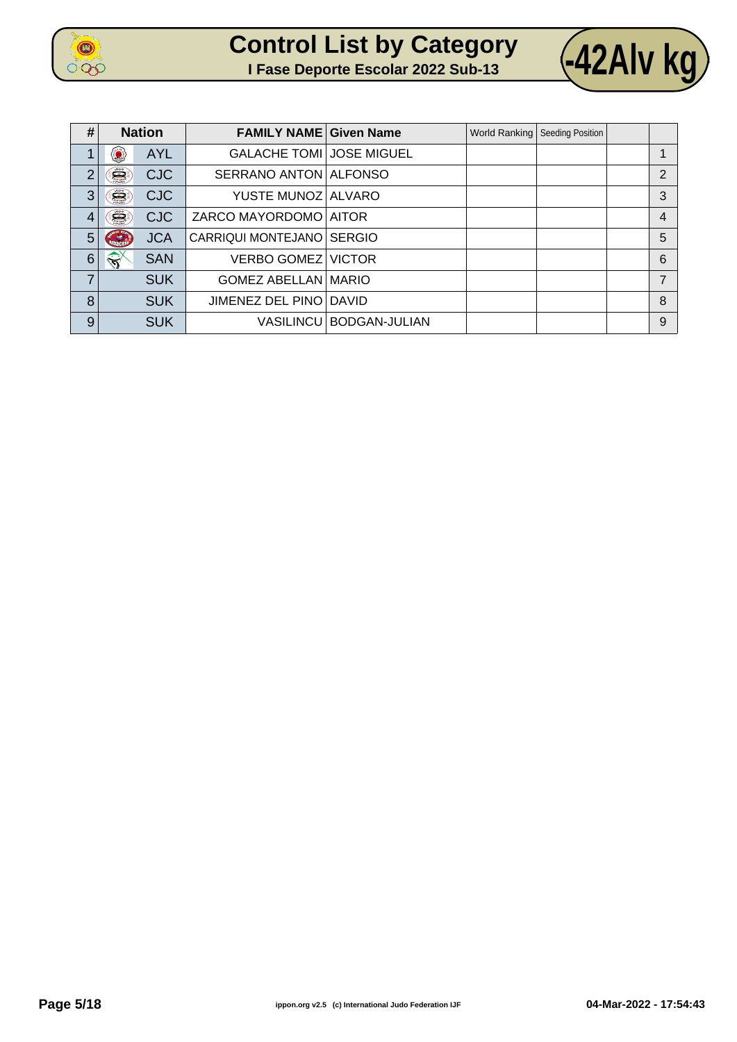# Control List by Category

## I Fase Deporte Escolar 2022 Sub-13

## -42Alv kg

| # | Nation | FAMILY NAME | Given Name | World Ranking | Seeding Position | | |
|---|---|---|---|---|---|---|---|
| 1 | AYL | GALACHE TOMI | JOSE MIGUEL | | | | 1 |
| 2 | CJC | SERRANO ANTON | ALFONSO | | | | 2 |
| 3 | CJC | YUSTE MUNOZ | ALVARO | | | | 3 |
| 4 | CJC | ZARCO MAYORDOMO | AITOR | | | | 4 |
| 5 | JCA | CARRIQUI MONTEJANO | SERGIO | | | | 5 |
| 6 | SAN | VERBO GOMEZ | VICTOR | | | | 6 |
| 7 | SUK | GOMEZ ABELLAN | MARIO | | | | 7 |
| 8 | SUK | JIMENEZ DEL PINO | DAVID | | | | 8 |
| 9 | SUK | VASILINCU | BODGAN-JULIAN | | | | 9 |

ippon.org v2.5 (c) International Judo Federation IJF

04-Mar-2022 - 17:54:43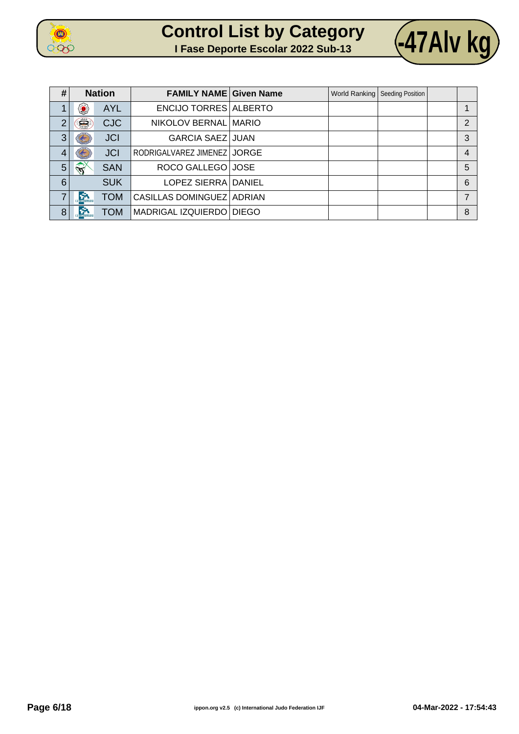# Control List by Category

## I Fase Deporte Escolar 2022 Sub-13

## -47Alv kg

| # | Nation | | FAMILY NAME | Given Name | World Ranking | Seeding Position | | |
|---|---|---|---|---|---|---|---|---|
| 1 | | AYL | ENCIJO TORRES | ALBERTO | | | | 1 |
| 2 | | CJC | NIKOLOV BERNAL | MARIO | | | | 2 |
| 3 | | JCI | GARCIA SAEZ | JUAN | | | | 3 |
| 4 | | JCI | RODRIGALVAREZ JIMENEZ | JORGE | | | | 4 |
| 5 | | SAN | ROCO GALLEGO | JOSE | | | | 5 |
| 6 | | SUK | LOPEZ SIERRA | DANIEL | | | | 6 |
| 7 | | TOM | CASILLAS DOMINGUEZ | ADRIAN | | | | 7 |
| 8 | | TOM | MADRIGAL IZQUIERDO | DIEGO | | | | 8 |

ippon.org v2.5 (c) International Judo Federation IJF

04-Mar-2022 - 17:54:43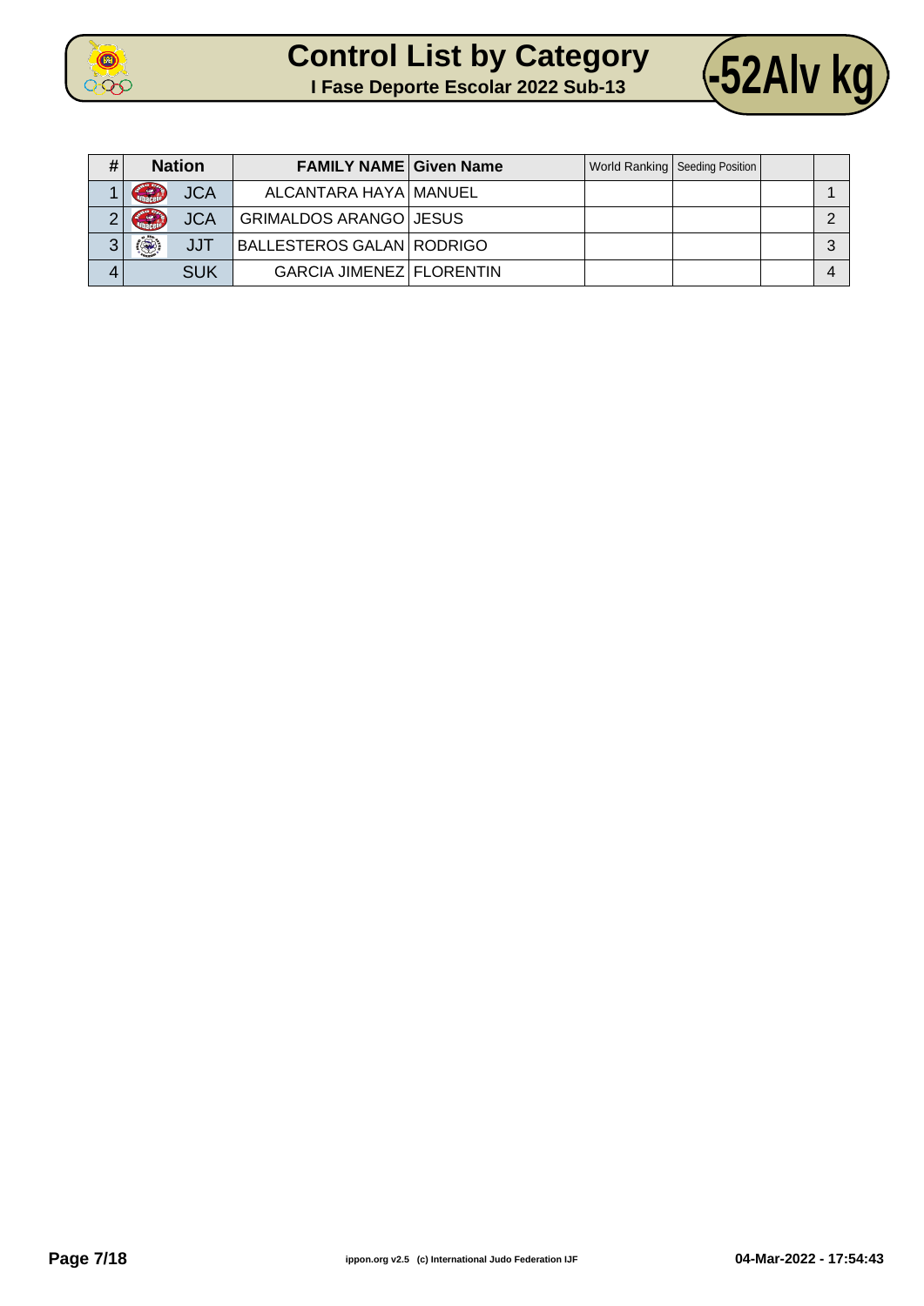# Control List by Category

## I Fase Deporte Escolar 2022 Sub-13

## -52Alv kg

| # | Nation | FAMILY NAME | Given Name | World Ranking | Seeding Position | | |
|---|---|---|---|---|---|---|---|
| 1 | JCA | ALCANTARA HAYA | MANUEL | | | | 1 |
| 2 | JCA | GRIMALDOS ARANGO | JESUS | | | | 2 |
| 3 | JJT | BALLESTEROS GALAN | RODRIGO | | | | 3 |
| 4 | SUK | GARCIA JIMENEZ | FLORENTIN | | | | 4 |

ippon.org v2.5 (c) International Judo Federation IJF

04-Mar-2022 - 17:54:43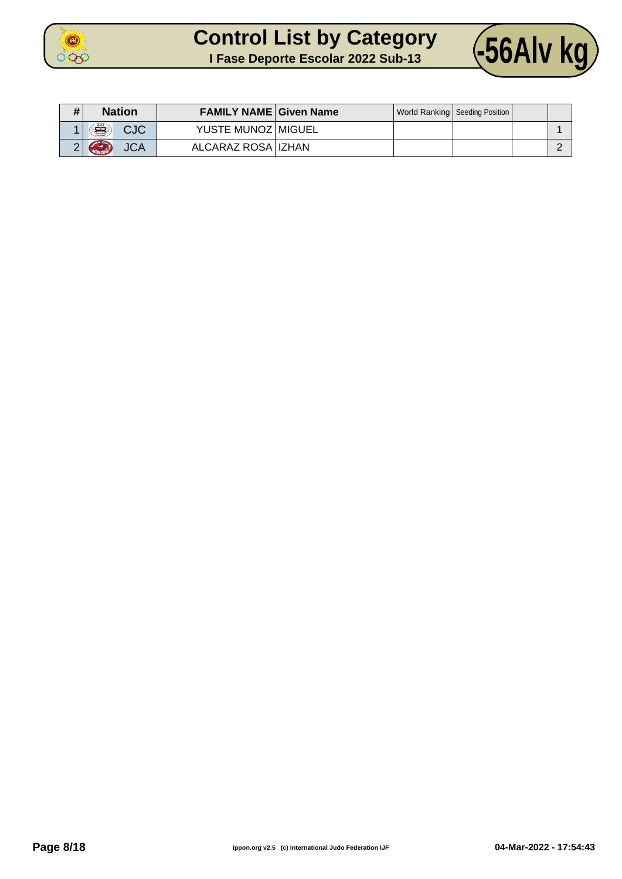# Control List by Category

## I Fase Deporte Escolar 2022 Sub-13

## -56Alv kg

| # | Nation | FAMILY NAME | Given Name | World Ranking | Seeding Position | | |
|---|---|---|---|---|---|---|---|
| 1 | CJC | YUSTE MUNOZ | MIGUEL | | | | 1 |
| 2 | JCA | ALCARAZ ROSA | IZHAN | | | | 2 |

ippon.org v2.5 (c) International Judo Federation IJF

04-Mar-2022 - 17:54:43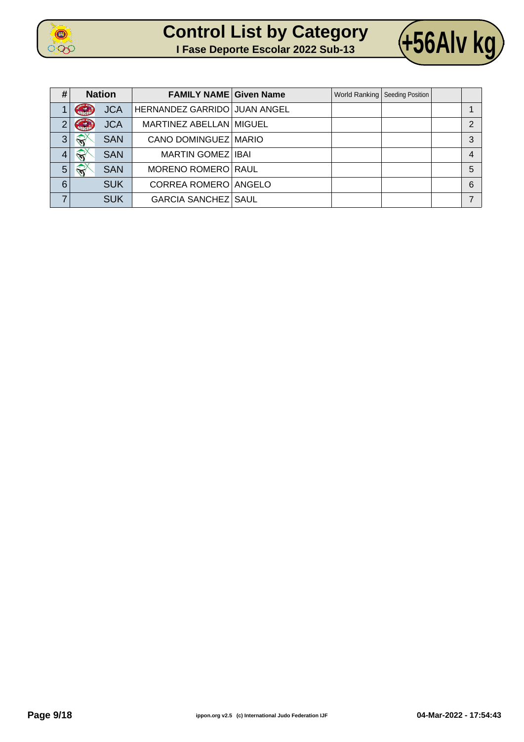# Control List by Category

## I Fase Deporte Escolar 2022 Sub-13

## +56Alv kg

| # | Nation | FAMILY NAME | Given Name | World Ranking | Seeding Position | | |
|---|---|---|---|---|---|---|---|
| 1 | JCA | HERNANDEZ GARRIDO | JUAN ANGEL | | | | 1 |
| 2 | JCA | MARTINEZ ABELLAN | MIGUEL | | | | 2 |
| 3 | SAN | CANO DOMINGUEZ | MARIO | | | | 3 |
| 4 | SAN | MARTIN GOMEZ | IBAI | | | | 4 |
| 5 | SAN | MORENO ROMERO | RAUL | | | | 5 |
| 6 | SUK | CORREA ROMERO | ANGELO | | | | 6 |
| 7 | SUK | GARCIA SANCHEZ | SAUL | | | | 7 |

ippon.org v2.5 (c) International Judo Federation IJF

04-Mar-2022 - 17:54:43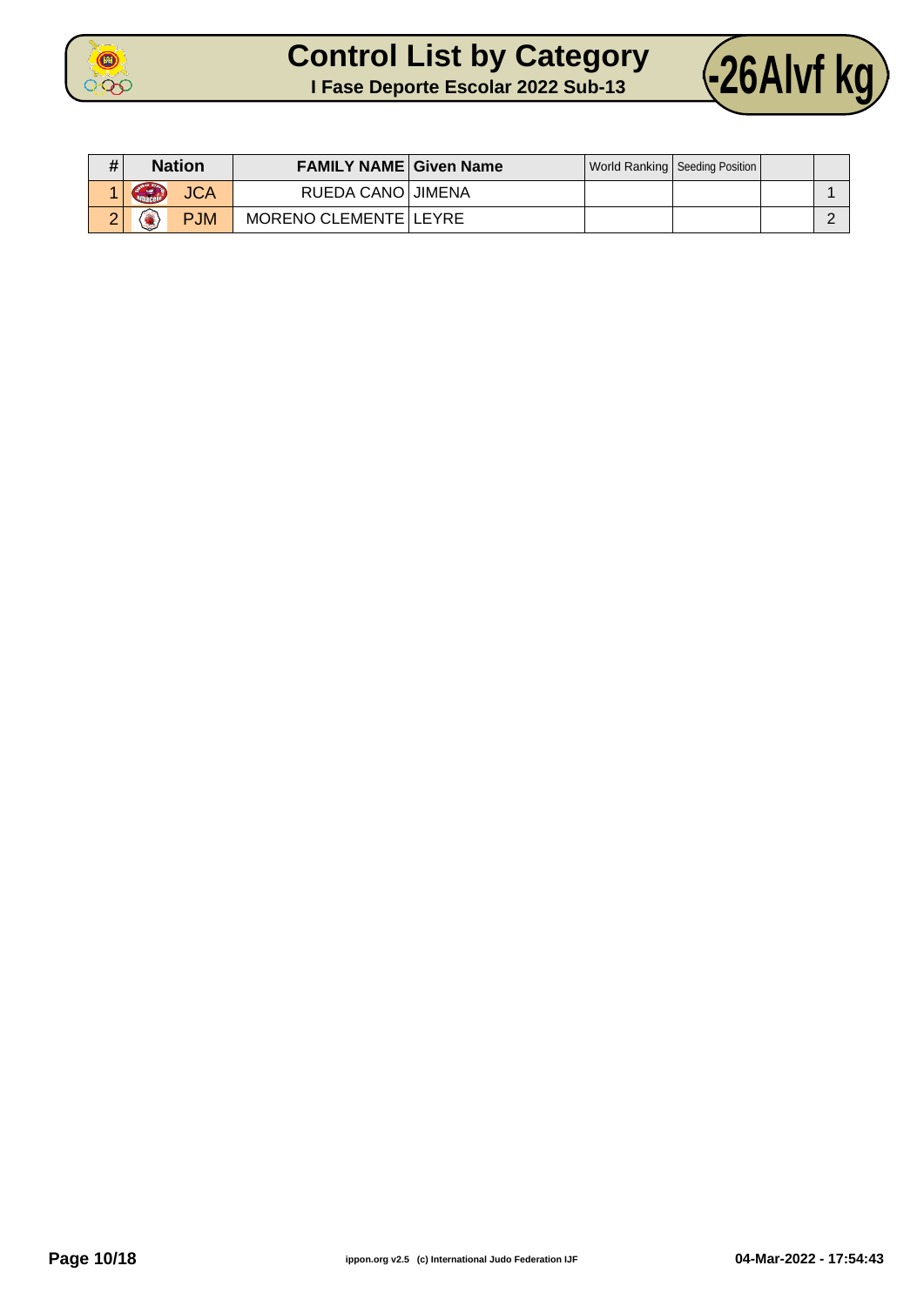# Control List by Category

## I Fase Deporte Escolar 2022 Sub-13

## -26Alvf kg

| # | Nation | FAMILY NAME | Given Name | World Ranking | Seeding Position | | |
|---|---|---|---|---|---|---|---|
| 1 | JCA | RUEDA CANO | JIMENA | | | | 1 |
| 2 | PJM | MORENO CLEMENTE | LEYRE | | | | 2 |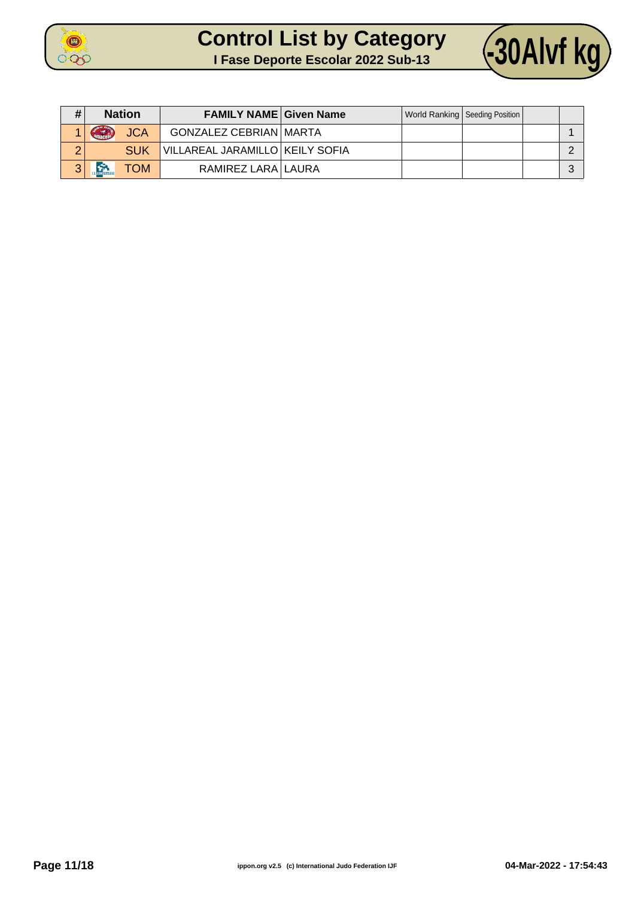# Control List by Category

## I Fase Deporte Escolar 2022 Sub-13

**-30Alvf kg**

| # | Nation | FAMILY NAME | Given Name | World Ranking | Seeding Position | | |
|---|---|---|---|---|---|---|---|
| 1 | JCA | GONZALEZ CEBRIAN | MARTA | | | | 1 |
| 2 | SUK | VILLAREAL JARAMILLO | KEILY SOFIA | | | | 2 |
| 3 | TOM | RAMIREZ LARA | LAURA | | | | 3 |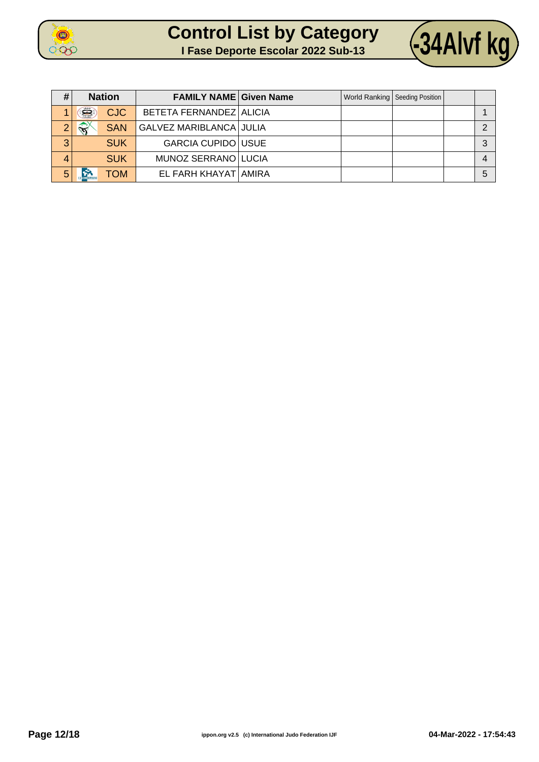# Control List by Category

**I Fase Deporte Escolar 2022 Sub-13**

**-34Alvf kg**

| # | Nation | FAMILY NAME | Given Name | World Ranking | Seeding Position | | |
|---|---|---|---|---|---|---|---|
| 1 | CJC | BETETA FERNANDEZ | ALICIA | | | | 1 |
| 2 | SAN | GALVEZ MARIBLANCA | JULIA | | | | 2 |
| 3 | SUK | GARCIA CUPIDO | USUE | | | | 3 |
| 4 | SUK | MUNOZ SERRANO | LUCIA | | | | 4 |
| 5 | TOM | EL FARH KHAYAT | AMIRA | | | | 5 |

ippon.org v2.5 (c) International Judo Federation IJF

04-Mar-2022 - 17:54:43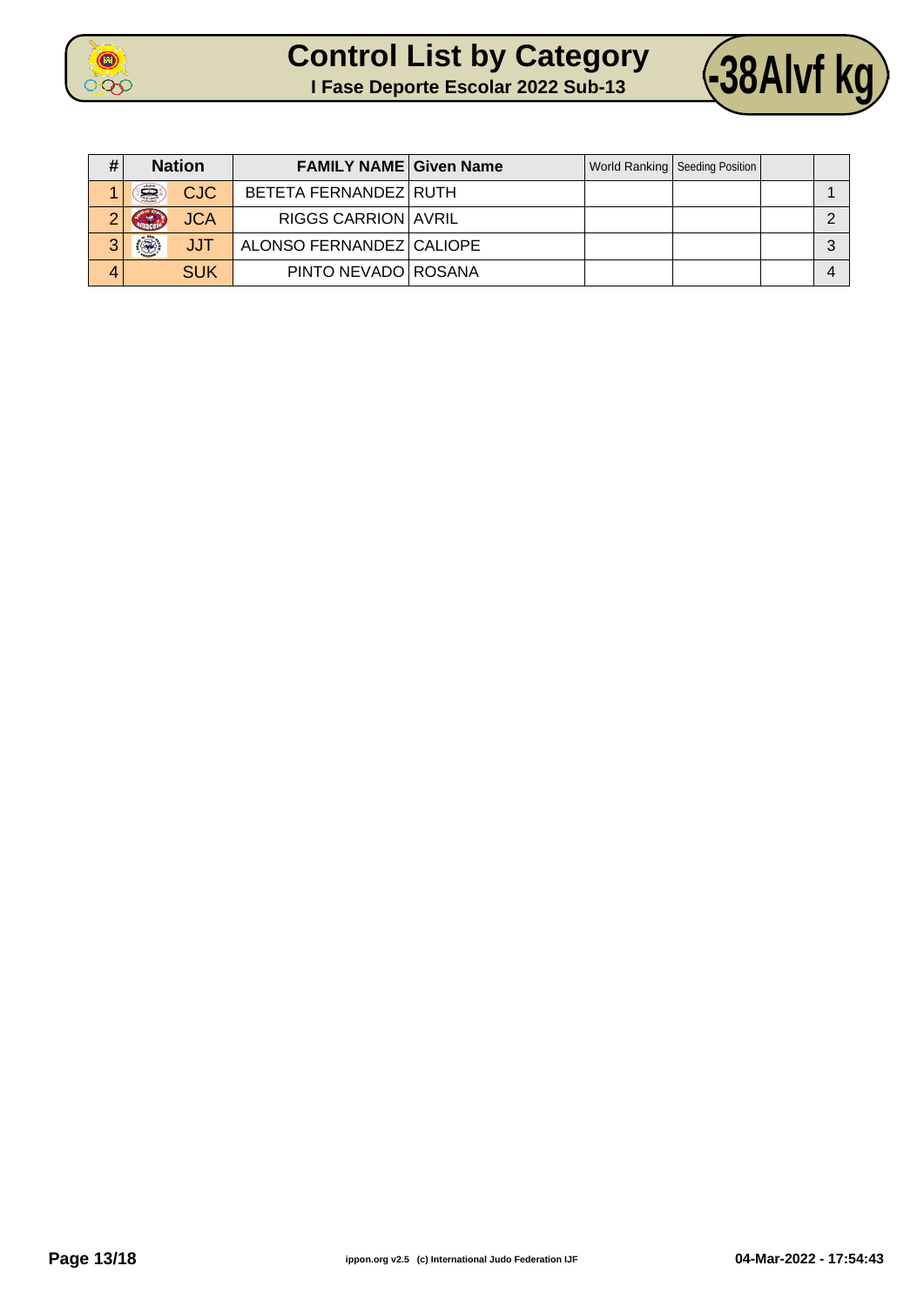# Control List by Category

## I Fase Deporte Escolar 2022 Sub-13

**-38Alvf kg**

| # | Nation | FAMILY NAME | Given Name | World Ranking | Seeding Position | | |
|---|---|---|---|---|---|---|---|
| 1 | CJC | BETETA FERNANDEZ | RUTH | | | | 1 |
| 2 | JCA | RIGGS CARRION | AVRIL | | | | 2 |
| 3 | JJT | ALONSO FERNANDEZ | CALIOPE | | | | 3 |
| 4 | SUK | PINTO NEVADO | ROSANA | | | | 4 |

ippon.org v2.5 (c) International Judo Federation IJF

04-Mar-2022 - 17:54:43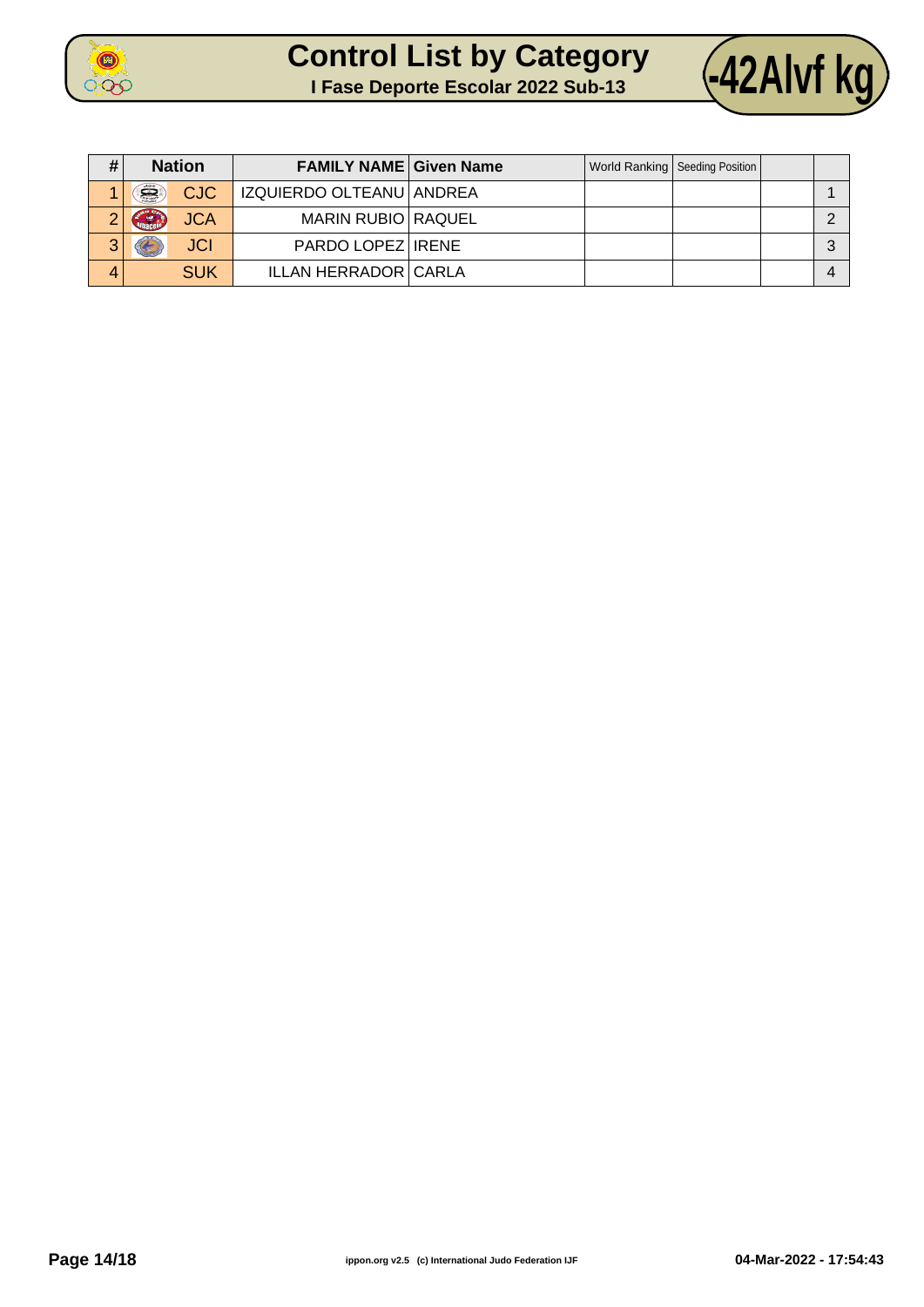# Control List by Category

## I Fase Deporte Escolar 2022 Sub-13

**-42Alvf kg**

| # | Nation | FAMILY NAME | Given Name | World Ranking | Seeding Position | | |
|---|---|---|---|---|---|---|---|
| 1 | CJC | IZQUIERDO OLTEANU | ANDREA | | | | 1 |
| 2 | JCA | MARIN RUBIO | RAQUEL | | | | 2 |
| 3 | JCI | PARDO LOPEZ | IRENE | | | | 3 |
| 4 | SUK | ILLAN HERRADOR | CARLA | | | | 4 |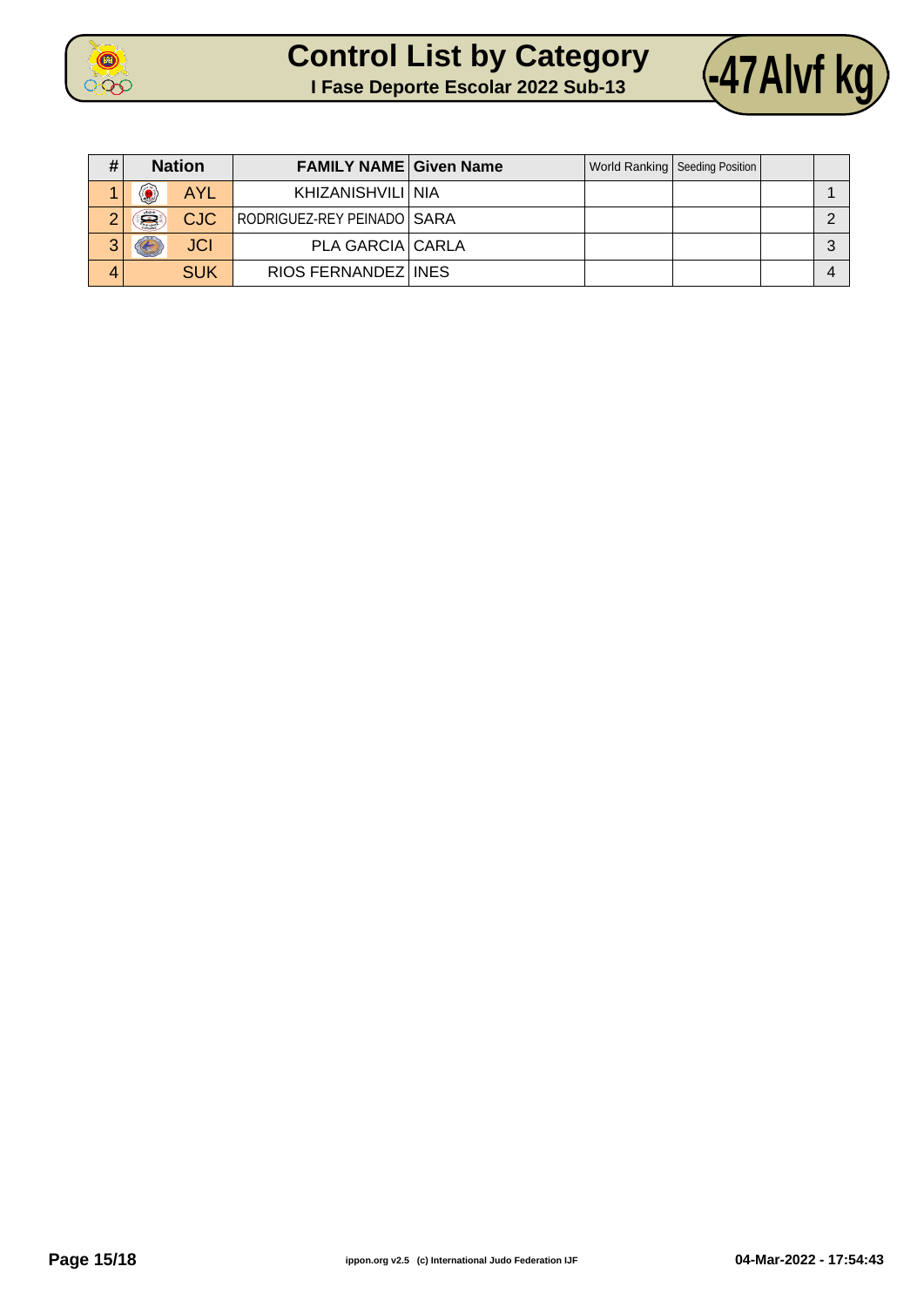# Control List by Category

## I Fase Deporte Escolar 2022 Sub-13

## -47Alvf kg

| # | Nation | | FAMILY NAME | Given Name | World Ranking | Seeding Position | | |
|---|---|---|---|---|---|---|---|---|
| 1 | | AYL | KHIZANISHVILI | NIA | | | | 1 |
| 2 | | CJC | RODRIGUEZ-REY PEINADO | SARA | | | | 2 |
| 3 | | JCI | PLA GARCIA | CARLA | | | | 3 |
| 4 | | SUK | RIOS FERNANDEZ | INES | | | | 4 |

ippon.org v2.5 (c) International Judo Federation IJF

04-Mar-2022 - 17:54:43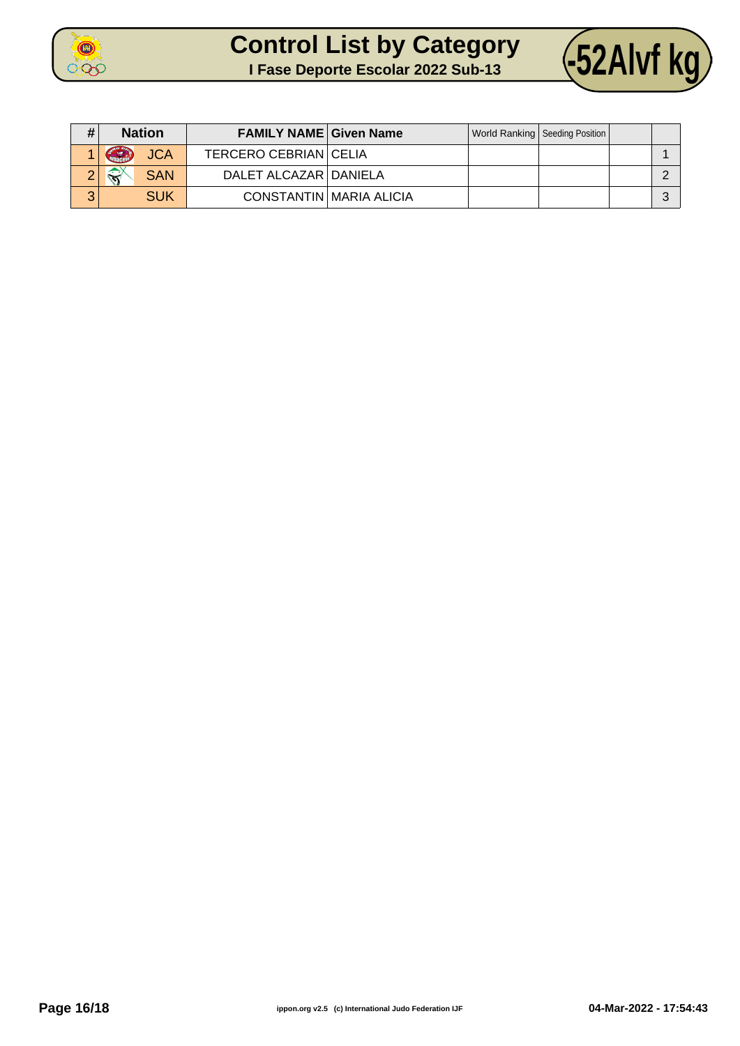# Control List by Category

## I Fase Deporte Escolar 2022 Sub-13

**-52Alvf kg**

| # | Nation | FAMILY NAME | Given Name | World Ranking | Seeding Position | | |
|---|---|---|---|---|---|---|---|
| 1 | JCA | TERCERO CEBRIAN | CELIA | | | | 1 |
| 2 | SAN | DALET ALCAZAR | DANIELA | | | | 2 |
| 3 | SUK | CONSTANTIN | MARIA ALICIA | | | | 3 |

ippon.org v2.5 (c) International Judo Federation IJF

04-Mar-2022 - 17:54:43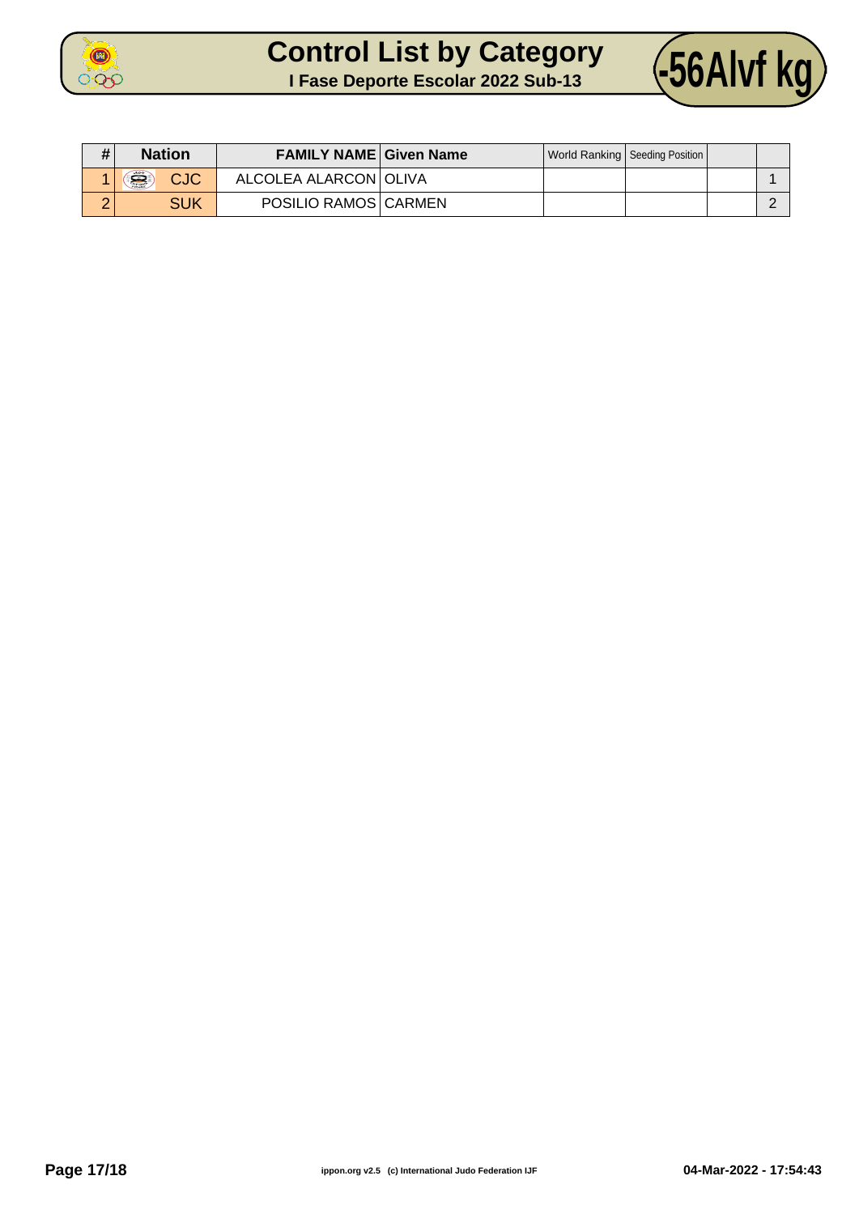# Control List by Category

## I Fase Deporte Escolar 2022 Sub-13

**-56Alvf kg**

| # | Nation | FAMILY NAME | Given Name | World Ranking | Seeding Position | | |
|---|---|---|---|---|---|---|---|
| 1 | CJC | ALCOLEA ALARCON | OLIVA | | | | 1 |
| 2 | SUK | POSILIO RAMOS | CARMEN | | | | 2 |

ippon.org v2.5 (c) International Judo Federation IJF

04-Mar-2022 - 17:54:43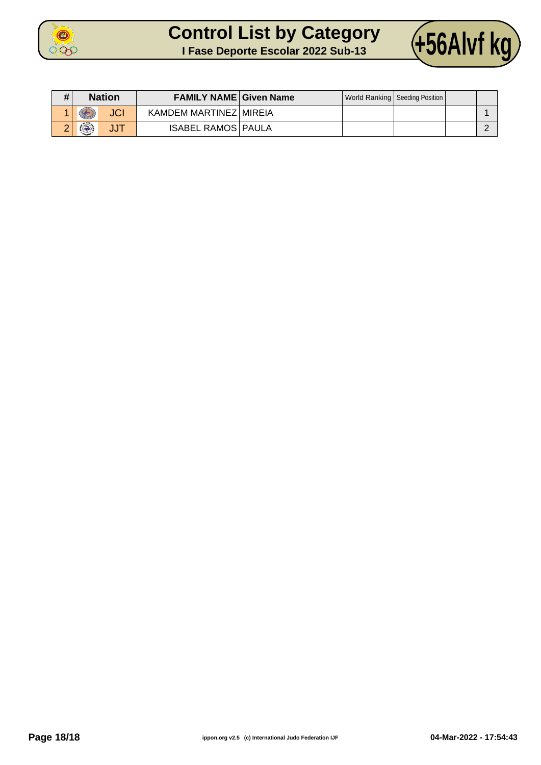# Control List by Category

## I Fase Deporte Escolar 2022 Sub-13

## +56Alvf kg

| # | Nation | | FAMILY NAME | Given Name | World Ranking | Seeding Position | | |
|---|---|---|---|---|---|---|---|---|
| 1 | | JCI | KAMDEM MARTINEZ | MIREIA | | | | 1 |
| 2 | | JJT | ISABEL RAMOS | PAULA | | | | 2 |

ippon.org v2.5 (c) International Judo Federation IJF

04-Mar-2022 - 17:54:43